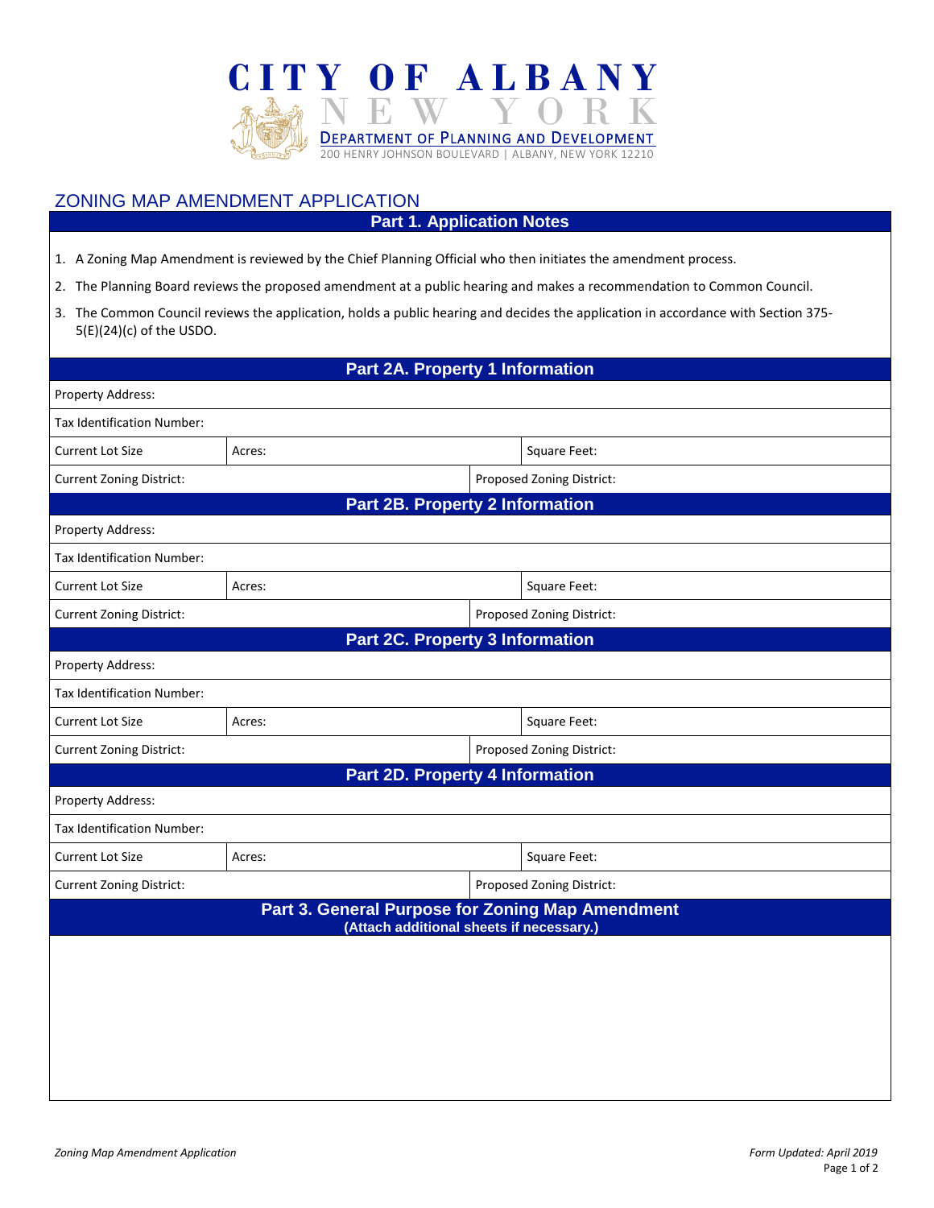# CITY OF ALBANY

NEW YORK

DEPARTMENT OF PLANNING AND DEVELOPMENT

200 HENRY JOHNSON BOULEVARD | ALBANY, NEW YORK 12210

## ZONING MAP AMENDMENT APPLICATION

### Part 1. Application Notes

1. A Zoning Map Amendment is reviewed by the Chief Planning Official who then initiates the amendment process.
2. The Planning Board reviews the proposed amendment at a public hearing and makes a recommendation to Common Council.
3. The Common Council reviews the application, holds a public hearing and decides the application in accordance with Section 375-5(E)(24)(c) of the USDO.

### Part 2A. Property 1 Information

| Property Address: | | |
|---|---|---|
| Tax Identification Number: | | |
| Current Lot Size | Acres: | Square Feet: |
| Current Zoning District: | | Proposed Zoning District: |

### Part 2B. Property 2 Information

| Property Address: | | |
|---|---|---|
| Tax Identification Number: | | |
| Current Lot Size | Acres: | Square Feet: |
| Current Zoning District: | | Proposed Zoning District: |

### Part 2C. Property 3 Information

| Property Address: | | |
|---|---|---|
| Tax Identification Number: | | |
| Current Lot Size | Acres: | Square Feet: |
| Current Zoning District: | | Proposed Zoning District: |

### Part 2D. Property 4 Information

| Property Address: | | |
|---|---|---|
| Tax Identification Number: | | |
| Current Lot Size | Acres: | Square Feet: |
| Current Zoning District: | | Proposed Zoning District: |

### Part 3. General Purpose for Zoning Map Amendment

**(Attach additional sheets if necessary.)**

*Zoning Map Amendment Application* *Form Updated: April 2019*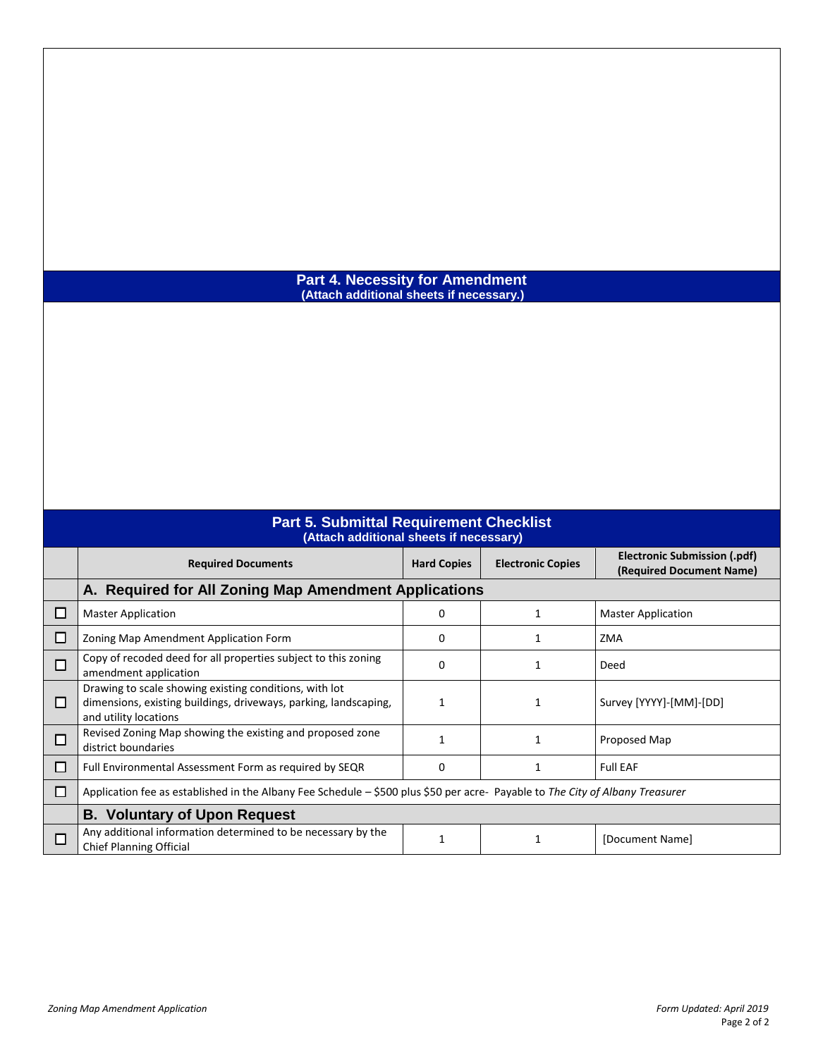## Part 4. Necessity for Amendment

**(Attach additional sheets if necessary.)**

## Part 5. Submittal Requirement Checklist

**(Attach additional sheets if necessary)**

| | Required Documents | Hard Copies | Electronic Copies | Electronic Submission (.pdf) (Required Document Name) |
|---|---|---|---|---|
| | **A. Required for All Zoning Map Amendment Applications** | | | |
| ☐ | Master Application | 0 | 1 | Master Application |
| ☐ | Zoning Map Amendment Application Form | 0 | 1 | ZMA |
| ☐ | Copy of recoded deed for all properties subject to this zoning amendment application | 0 | 1 | Deed |
| ☐ | Drawing to scale showing existing conditions, with lot dimensions, existing buildings, driveways, parking, landscaping, and utility locations | 1 | 1 | Survey [YYYY]-[MM]-[DD] |
| ☐ | Revised Zoning Map showing the existing and proposed zone district boundaries | 1 | 1 | Proposed Map |
| ☐ | Full Environmental Assessment Form as required by SEQR | 0 | 1 | Full EAF |
| ☐ | Application fee as established in the Albany Fee Schedule – $500 plus $50 per acre- Payable to *The City of Albany Treasurer* | | | |
| | **B. Voluntary of Upon Request** | | | |
| ☐ | Any additional information determined to be necessary by the Chief Planning Official | 1 | 1 | [Document Name] |

*Zoning Map Amendment Application* *Form Updated: April 2019*